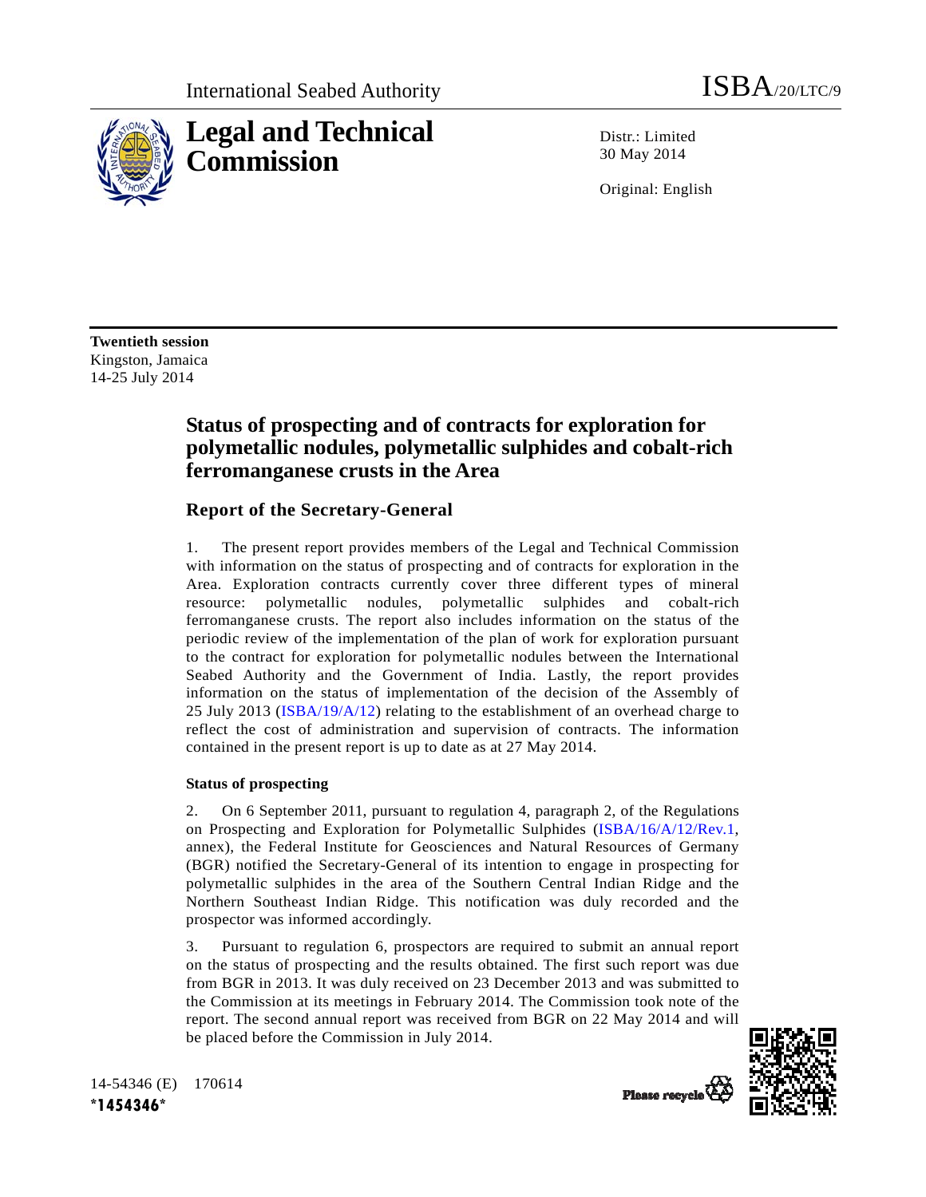International Seabed Authority ISBA/20/LTC/9

# Legal and Technical Commission

Distr.: Limited
30 May 2014

Original: English

**Twentieth session**
Kingston, Jamaica
14-25 July 2014

## Status of prospecting and of contracts for exploration for polymetallic nodules, polymetallic sulphides and cobalt-rich ferromanganese crusts in the Area

### Report of the Secretary-General

1. The present report provides members of the Legal and Technical Commission with information on the status of prospecting and of contracts for exploration in the Area. Exploration contracts currently cover three different types of mineral resource: polymetallic nodules, polymetallic sulphides and cobalt-rich ferromanganese crusts. The report also includes information on the status of the periodic review of the implementation of the plan of work for exploration pursuant to the contract for exploration for polymetallic nodules between the International Seabed Authority and the Government of India. Lastly, the report provides information on the status of implementation of the decision of the Assembly of 25 July 2013 (ISBA/19/A/12) relating to the establishment of an overhead charge to reflect the cost of administration and supervision of contracts. The information contained in the present report is up to date as at 27 May 2014.

#### Status of prospecting

2. On 6 September 2011, pursuant to regulation 4, paragraph 2, of the Regulations on Prospecting and Exploration for Polymetallic Sulphides (ISBA/16/A/12/Rev.1, annex), the Federal Institute for Geosciences and Natural Resources of Germany (BGR) notified the Secretary-General of its intention to engage in prospecting for polymetallic sulphides in the area of the Southern Central Indian Ridge and the Northern Southeast Indian Ridge. This notification was duly recorded and the prospector was informed accordingly.

3. Pursuant to regulation 6, prospectors are required to submit an annual report on the status of prospecting and the results obtained. The first such report was due from BGR in 2013. It was duly received on 23 December 2013 and was submitted to the Commission at its meetings in February 2014. The Commission took note of the report. The second annual report was received from BGR on 22 May 2014 and will be placed before the Commission in July 2014.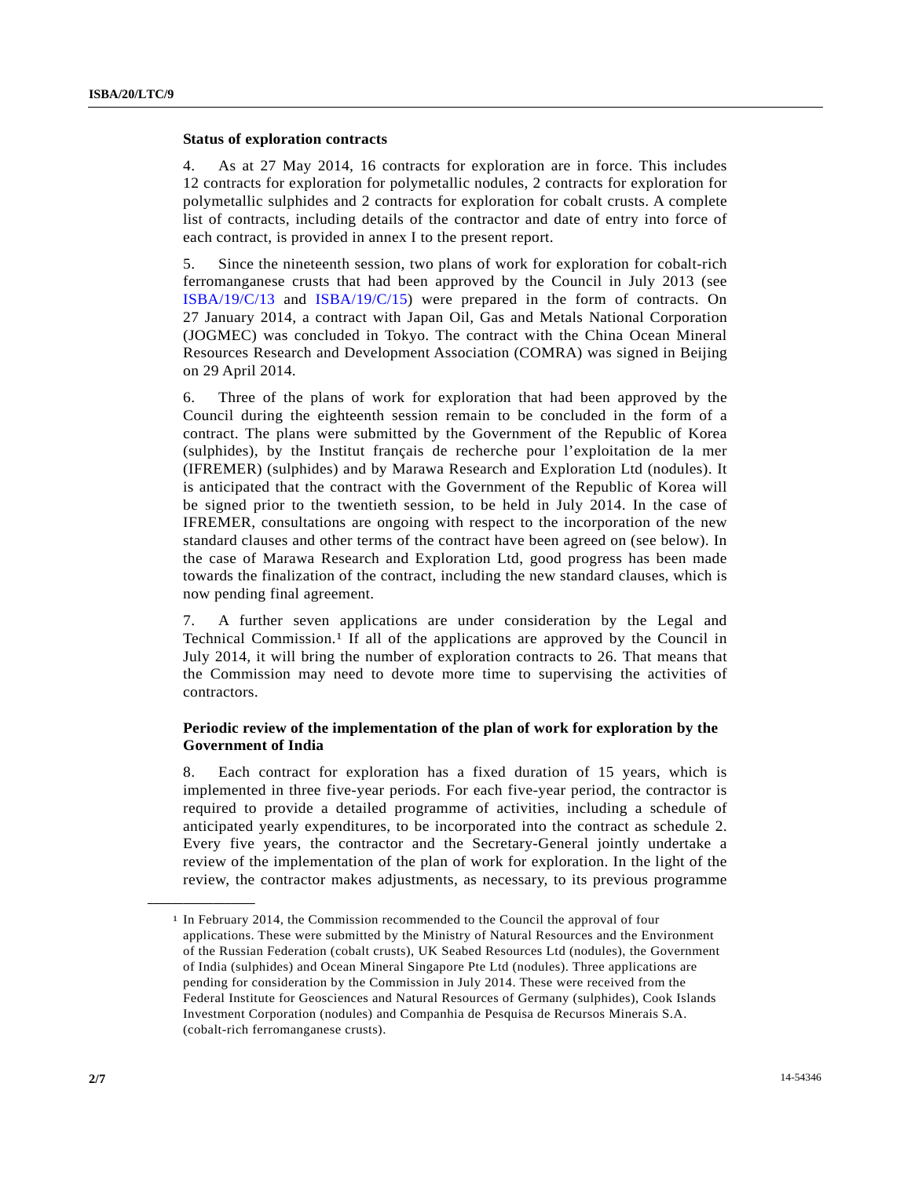### Status of exploration contracts

4. As at 27 May 2014, 16 contracts for exploration are in force. This includes 12 contracts for exploration for polymetallic nodules, 2 contracts for exploration for polymetallic sulphides and 2 contracts for exploration for cobalt crusts. A complete list of contracts, including details of the contractor and date of entry into force of each contract, is provided in annex I to the present report.

5. Since the nineteenth session, two plans of work for exploration for cobalt-rich ferromanganese crusts that had been approved by the Council in July 2013 (see ISBA/19/C/13 and ISBA/19/C/15) were prepared in the form of contracts. On 27 January 2014, a contract with Japan Oil, Gas and Metals National Corporation (JOGMEC) was concluded in Tokyo. The contract with the China Ocean Mineral Resources Research and Development Association (COMRA) was signed in Beijing on 29 April 2014.

6. Three of the plans of work for exploration that had been approved by the Council during the eighteenth session remain to be concluded in the form of a contract. The plans were submitted by the Government of the Republic of Korea (sulphides), by the Institut français de recherche pour l'exploitation de la mer (IFREMER) (sulphides) and by Marawa Research and Exploration Ltd (nodules). It is anticipated that the contract with the Government of the Republic of Korea will be signed prior to the twentieth session, to be held in July 2014. In the case of IFREMER, consultations are ongoing with respect to the incorporation of the new standard clauses and other terms of the contract have been agreed on (see below). In the case of Marawa Research and Exploration Ltd, good progress has been made towards the finalization of the contract, including the new standard clauses, which is now pending final agreement.

7. A further seven applications are under consideration by the Legal and Technical Commission.[1] If all of the applications are approved by the Council in July 2014, it will bring the number of exploration contracts to 26. That means that the Commission may need to devote more time to supervising the activities of contractors.

### Periodic review of the implementation of the plan of work for exploration by the Government of India

8. Each contract for exploration has a fixed duration of 15 years, which is implemented in three five-year periods. For each five-year period, the contractor is required to provide a detailed programme of activities, including a schedule of anticipated yearly expenditures, to be incorporated into the contract as schedule 2. Every five years, the contractor and the Secretary-General jointly undertake a review of the implementation of the plan of work for exploration. In the light of the review, the contractor makes adjustments, as necessary, to its previous programme

---

[1] In February 2014, the Commission recommended to the Council the approval of four applications. These were submitted by the Ministry of Natural Resources and the Environment of the Russian Federation (cobalt crusts), UK Seabed Resources Ltd (nodules), the Government of India (sulphides) and Ocean Mineral Singapore Pte Ltd (nodules). Three applications are pending for consideration by the Commission in July 2014. These were received from the Federal Institute for Geosciences and Natural Resources of Germany (sulphides), Cook Islands Investment Corporation (nodules) and Companhia de Pesquisa de Recursos Minerais S.A. (cobalt-rich ferromanganese crusts).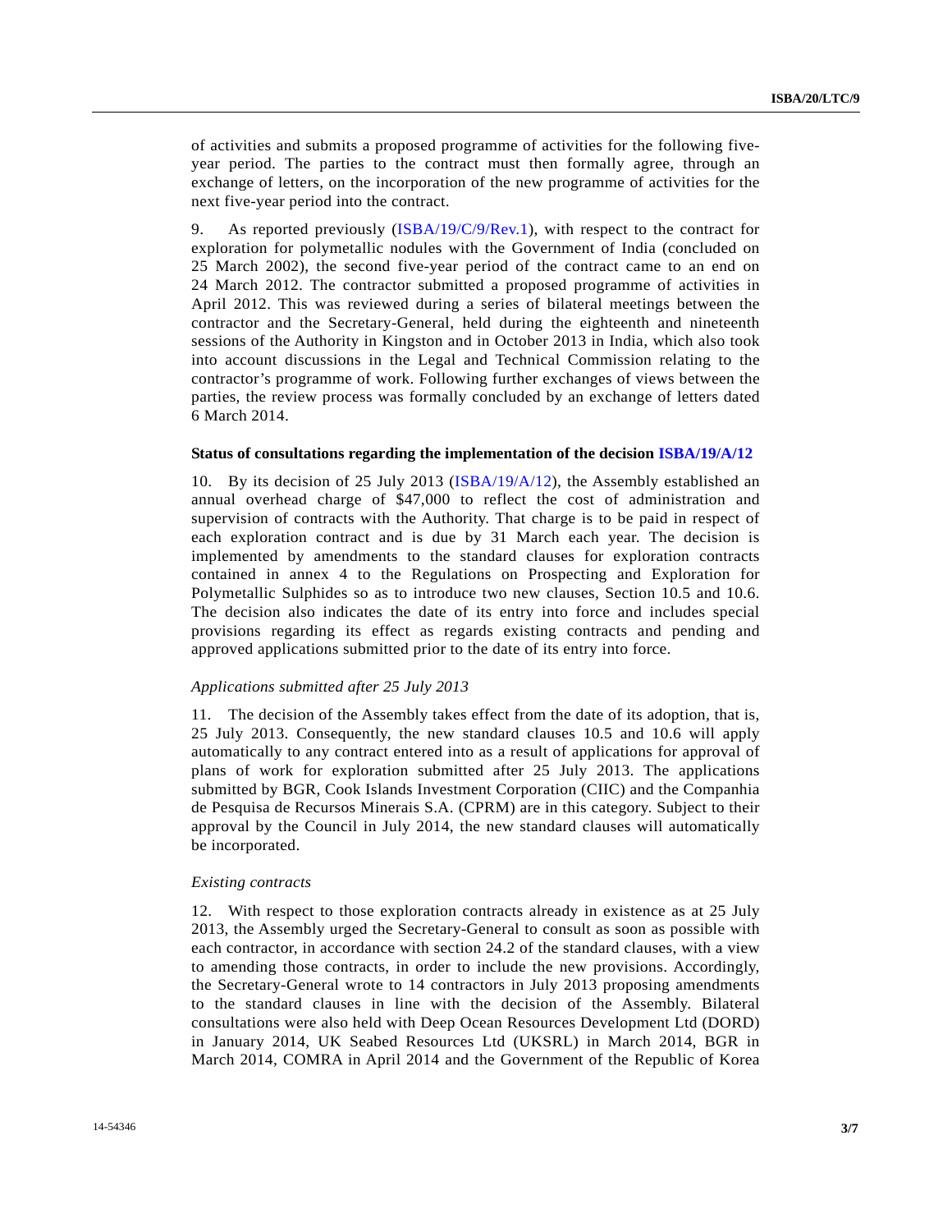of activities and submits a proposed programme of activities for the following five-year period. The parties to the contract must then formally agree, through an exchange of letters, on the incorporation of the new programme of activities for the next five-year period into the contract.

9. As reported previously (ISBA/19/C/9/Rev.1), with respect to the contract for exploration for polymetallic nodules with the Government of India (concluded on 25 March 2002), the second five-year period of the contract came to an end on 24 March 2012. The contractor submitted a proposed programme of activities in April 2012. This was reviewed during a series of bilateral meetings between the contractor and the Secretary-General, held during the eighteenth and nineteenth sessions of the Authority in Kingston and in October 2013 in India, which also took into account discussions in the Legal and Technical Commission relating to the contractor's programme of work. Following further exchanges of views between the parties, the review process was formally concluded by an exchange of letters dated 6 March 2014.

**Status of consultations regarding the implementation of the decision ISBA/19/A/12**

10. By its decision of 25 July 2013 (ISBA/19/A/12), the Assembly established an annual overhead charge of $47,000 to reflect the cost of administration and supervision of contracts with the Authority. That charge is to be paid in respect of each exploration contract and is due by 31 March each year. The decision is implemented by amendments to the standard clauses for exploration contracts contained in annex 4 to the Regulations on Prospecting and Exploration for Polymetallic Sulphides so as to introduce two new clauses, Section 10.5 and 10.6. The decision also indicates the date of its entry into force and includes special provisions regarding its effect as regards existing contracts and pending and approved applications submitted prior to the date of its entry into force.

*Applications submitted after 25 July 2013*

11. The decision of the Assembly takes effect from the date of its adoption, that is, 25 July 2013. Consequently, the new standard clauses 10.5 and 10.6 will apply automatically to any contract entered into as a result of applications for approval of plans of work for exploration submitted after 25 July 2013. The applications submitted by BGR, Cook Islands Investment Corporation (CIIC) and the Companhia de Pesquisa de Recursos Minerais S.A. (CPRM) are in this category. Subject to their approval by the Council in July 2014, the new standard clauses will automatically be incorporated.

*Existing contracts*

12. With respect to those exploration contracts already in existence as at 25 July 2013, the Assembly urged the Secretary-General to consult as soon as possible with each contractor, in accordance with section 24.2 of the standard clauses, with a view to amending those contracts, in order to include the new provisions. Accordingly, the Secretary-General wrote to 14 contractors in July 2013 proposing amendments to the standard clauses in line with the decision of the Assembly. Bilateral consultations were also held with Deep Ocean Resources Development Ltd (DORD) in January 2014, UK Seabed Resources Ltd (UKSRL) in March 2014, BGR in March 2014, COMRA in April 2014 and the Government of the Republic of Korea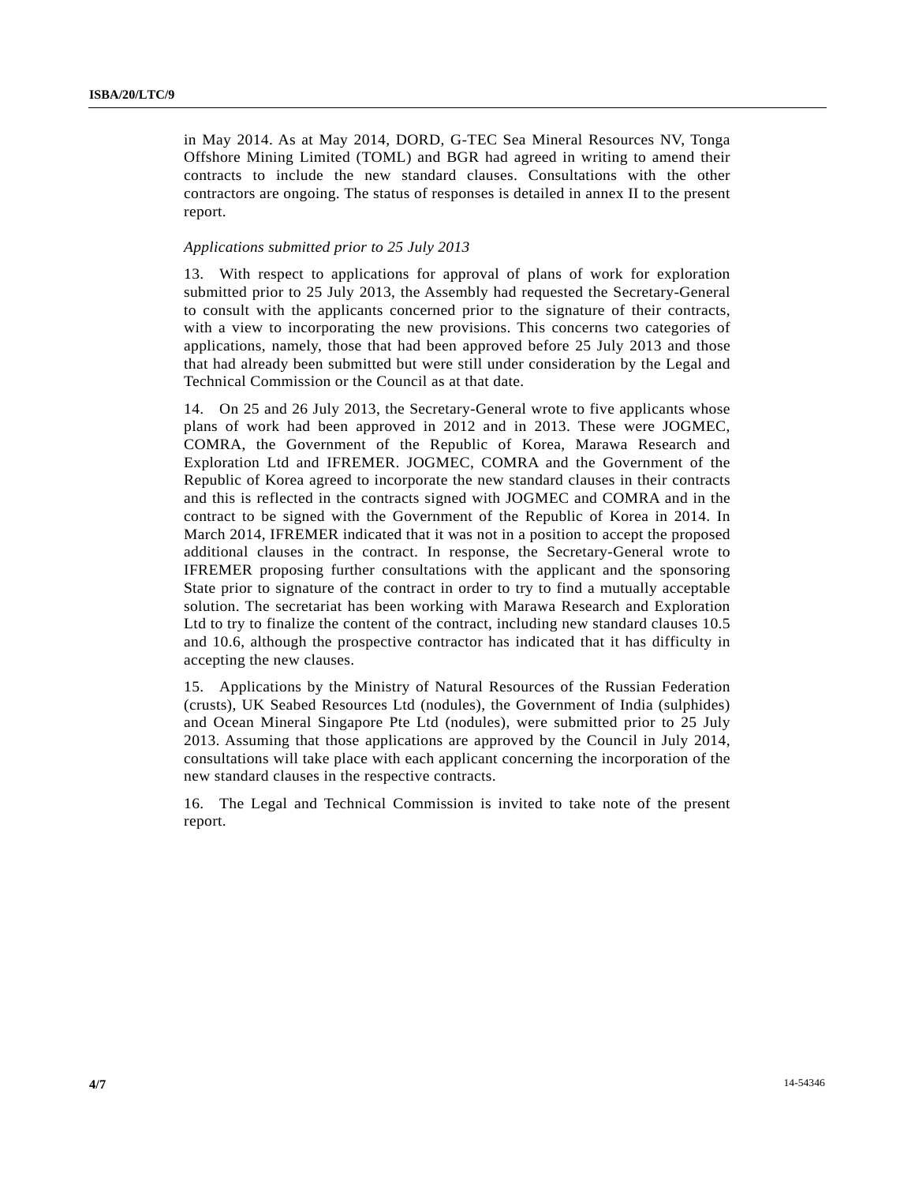in May 2014. As at May 2014, DORD, G-TEC Sea Mineral Resources NV, Tonga Offshore Mining Limited (TOML) and BGR had agreed in writing to amend their contracts to include the new standard clauses. Consultations with the other contractors are ongoing. The status of responses is detailed in annex II to the present report.

*Applications submitted prior to 25 July 2013*

13. With respect to applications for approval of plans of work for exploration submitted prior to 25 July 2013, the Assembly had requested the Secretary-General to consult with the applicants concerned prior to the signature of their contracts, with a view to incorporating the new provisions. This concerns two categories of applications, namely, those that had been approved before 25 July 2013 and those that had already been submitted but were still under consideration by the Legal and Technical Commission or the Council as at that date.

14. On 25 and 26 July 2013, the Secretary-General wrote to five applicants whose plans of work had been approved in 2012 and in 2013. These were JOGMEC, COMRA, the Government of the Republic of Korea, Marawa Research and Exploration Ltd and IFREMER. JOGMEC, COMRA and the Government of the Republic of Korea agreed to incorporate the new standard clauses in their contracts and this is reflected in the contracts signed with JOGMEC and COMRA and in the contract to be signed with the Government of the Republic of Korea in 2014. In March 2014, IFREMER indicated that it was not in a position to accept the proposed additional clauses in the contract. In response, the Secretary-General wrote to IFREMER proposing further consultations with the applicant and the sponsoring State prior to signature of the contract in order to try to find a mutually acceptable solution. The secretariat has been working with Marawa Research and Exploration Ltd to try to finalize the content of the contract, including new standard clauses 10.5 and 10.6, although the prospective contractor has indicated that it has difficulty in accepting the new clauses.

15. Applications by the Ministry of Natural Resources of the Russian Federation (crusts), UK Seabed Resources Ltd (nodules), the Government of India (sulphides) and Ocean Mineral Singapore Pte Ltd (nodules), were submitted prior to 25 July 2013. Assuming that those applications are approved by the Council in July 2014, consultations will take place with each applicant concerning the incorporation of the new standard clauses in the respective contracts.

16. The Legal and Technical Commission is invited to take note of the present report.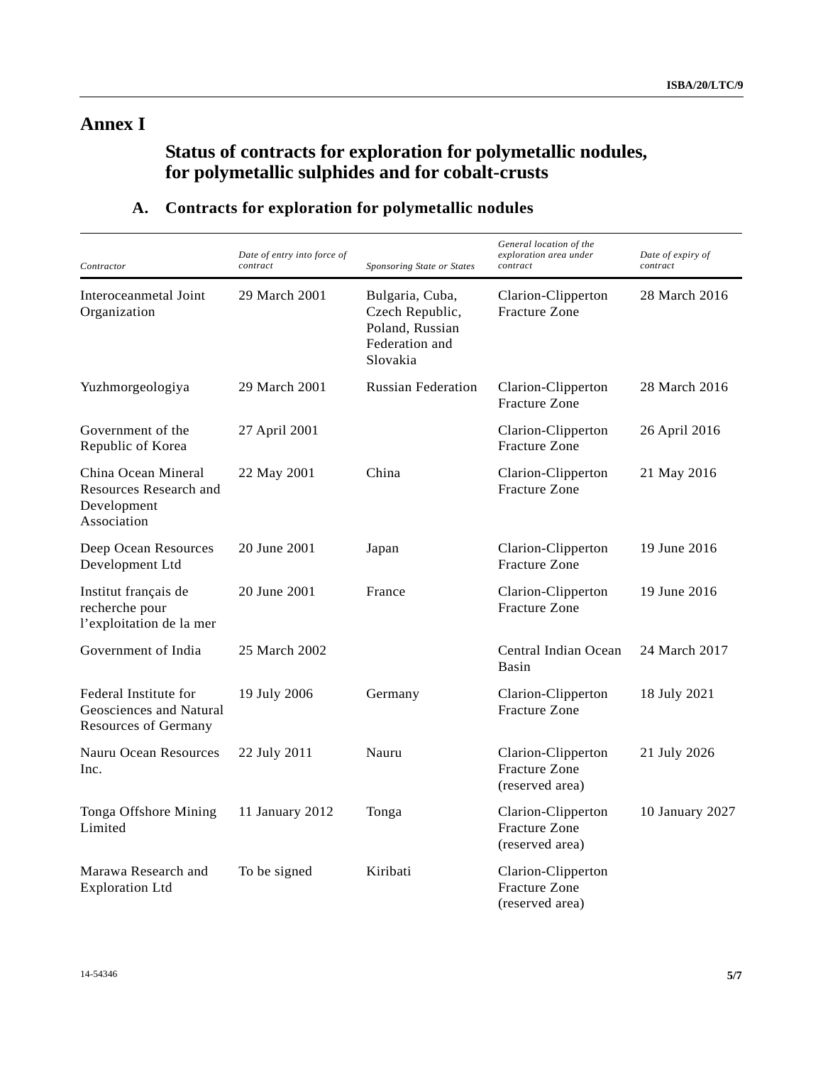# Annex I

## Status of contracts for exploration for polymetallic nodules, for polymetallic sulphides and for cobalt-crusts

### A. Contracts for exploration for polymetallic nodules

| *Contractor* | *Date of entry into force of contract* | *Sponsoring State or States* | *General location of the exploration area under contract* | *Date of expiry of contract* |
|---|---|---|---|---|
| Interoceanmetal Joint Organization | 29 March 2001 | Bulgaria, Cuba, Czech Republic, Poland, Russian Federation and Slovakia | Clarion-Clipperton Fracture Zone | 28 March 2016 |
| Yuzhmorgeologiya | 29 March 2001 | Russian Federation | Clarion-Clipperton Fracture Zone | 28 March 2016 |
| Government of the Republic of Korea | 27 April 2001 | | Clarion-Clipperton Fracture Zone | 26 April 2016 |
| China Ocean Mineral Resources Research and Development Association | 22 May 2001 | China | Clarion-Clipperton Fracture Zone | 21 May 2016 |
| Deep Ocean Resources Development Ltd | 20 June 2001 | Japan | Clarion-Clipperton Fracture Zone | 19 June 2016 |
| Institut français de recherche pour l'exploitation de la mer | 20 June 2001 | France | Clarion-Clipperton Fracture Zone | 19 June 2016 |
| Government of India | 25 March 2002 | | Central Indian Ocean Basin | 24 March 2017 |
| Federal Institute for Geosciences and Natural Resources of Germany | 19 July 2006 | Germany | Clarion-Clipperton Fracture Zone | 18 July 2021 |
| Nauru Ocean Resources Inc. | 22 July 2011 | Nauru | Clarion-Clipperton Fracture Zone (reserved area) | 21 July 2026 |
| Tonga Offshore Mining Limited | 11 January 2012 | Tonga | Clarion-Clipperton Fracture Zone (reserved area) | 10 January 2027 |
| Marawa Research and Exploration Ltd | To be signed | Kiribati | Clarion-Clipperton Fracture Zone (reserved area) | |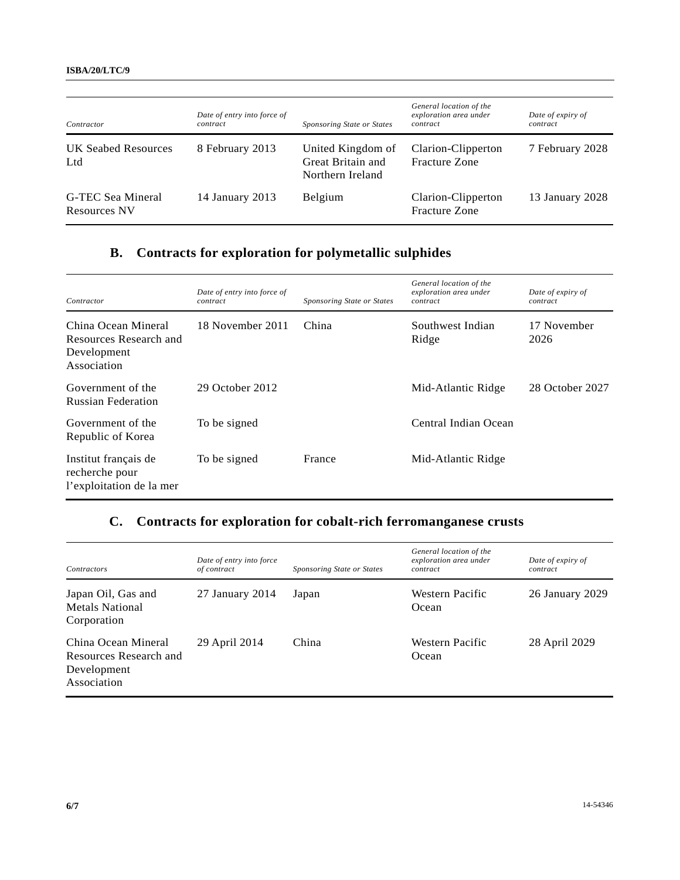| Contractor | Date of entry into force of contract | Sponsoring State or States | General location of the exploration area under contract | Date of expiry of contract |
|---|---|---|---|---|
| UK Seabed Resources Ltd | 8 February 2013 | United Kingdom of Great Britain and Northern Ireland | Clarion-Clipperton Fracture Zone | 7 February 2028 |
| G-TEC Sea Mineral Resources NV | 14 January 2013 | Belgium | Clarion-Clipperton Fracture Zone | 13 January 2028 |

## B. Contracts for exploration for polymetallic sulphides

| Contractor | Date of entry into force of contract | Sponsoring State or States | General location of the exploration area under contract | Date of expiry of contract |
|---|---|---|---|---|
| China Ocean Mineral Resources Research and Development Association | 18 November 2011 | China | Southwest Indian Ridge | 17 November 2026 |
| Government of the Russian Federation | 29 October 2012 | | Mid-Atlantic Ridge | 28 October 2027 |
| Government of the Republic of Korea | To be signed | | Central Indian Ocean | |
| Institut français de recherche pour l'exploitation de la mer | To be signed | France | Mid-Atlantic Ridge | |

## C. Contracts for exploration for cobalt-rich ferromanganese crusts

| Contractors | Date of entry into force of contract | Sponsoring State or States | General location of the exploration area under contract | Date of expiry of contract |
|---|---|---|---|---|
| Japan Oil, Gas and Metals National Corporation | 27 January 2014 | Japan | Western Pacific Ocean | 26 January 2029 |
| China Ocean Mineral Resources Research and Development Association | 29 April 2014 | China | Western Pacific Ocean | 28 April 2029 |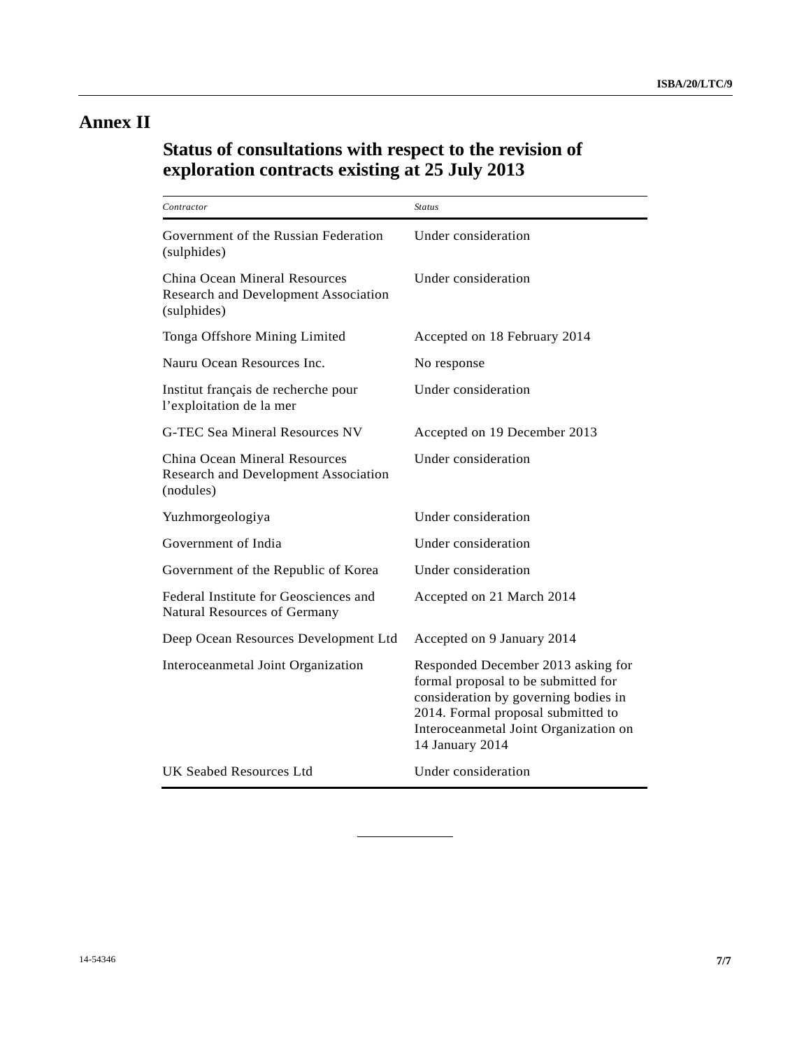# Annex II

## Status of consultations with respect to the revision of exploration contracts existing at 25 July 2013

| *Contractor* | *Status* |
| --- | --- |
| Government of the Russian Federation (sulphides) | Under consideration |
| China Ocean Mineral Resources Research and Development Association (sulphides) | Under consideration |
| Tonga Offshore Mining Limited | Accepted on 18 February 2014 |
| Nauru Ocean Resources Inc. | No response |
| Institut français de recherche pour l'exploitation de la mer | Under consideration |
| G-TEC Sea Mineral Resources NV | Accepted on 19 December 2013 |
| China Ocean Mineral Resources Research and Development Association (nodules) | Under consideration |
| Yuzhmorgeologiya | Under consideration |
| Government of India | Under consideration |
| Government of the Republic of Korea | Under consideration |
| Federal Institute for Geosciences and Natural Resources of Germany | Accepted on 21 March 2014 |
| Deep Ocean Resources Development Ltd | Accepted on 9 January 2014 |
| Interoceanmetal Joint Organization | Responded December 2013 asking for formal proposal to be submitted for consideration by governing bodies in 2014. Formal proposal submitted to Interoceanmetal Joint Organization on 14 January 2014 |
| UK Seabed Resources Ltd | Under consideration |